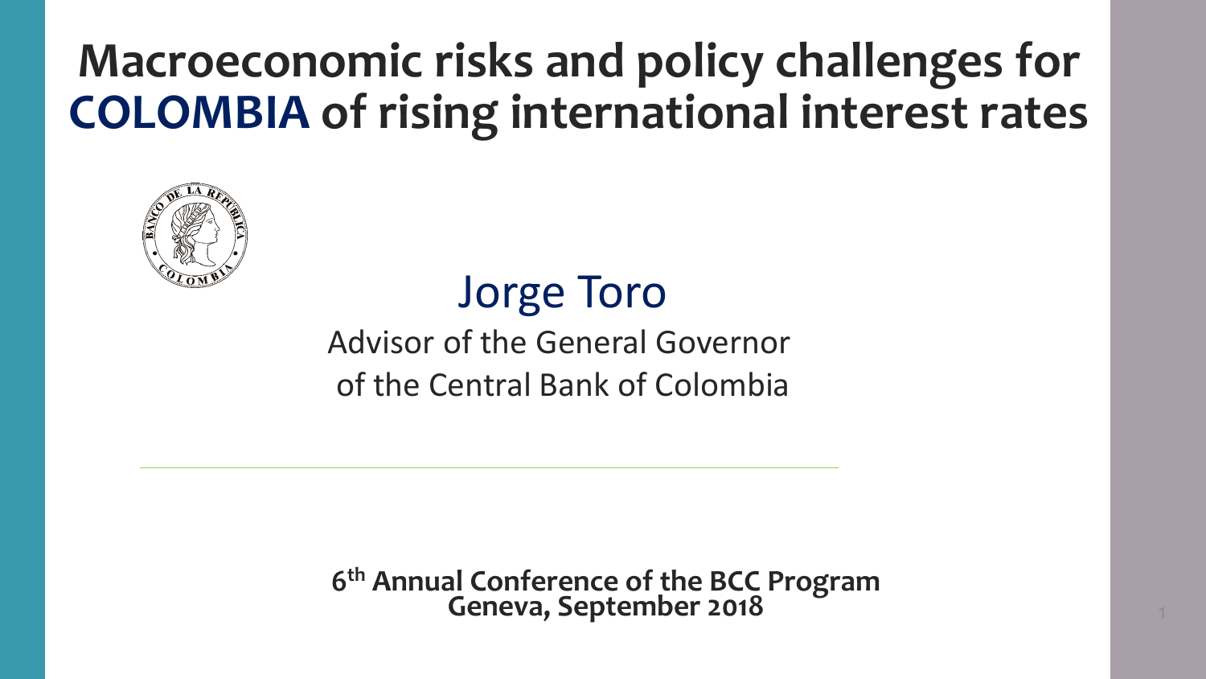# Macroeconomic risks and policy challenges for **COLOMBIA** of rising international interest rates

## Jorge Toro

Advisor of the General Governor
of the Central Bank of Colombia

---

**6th Annual Conference of the BCC Program**
**Geneva, September 2018**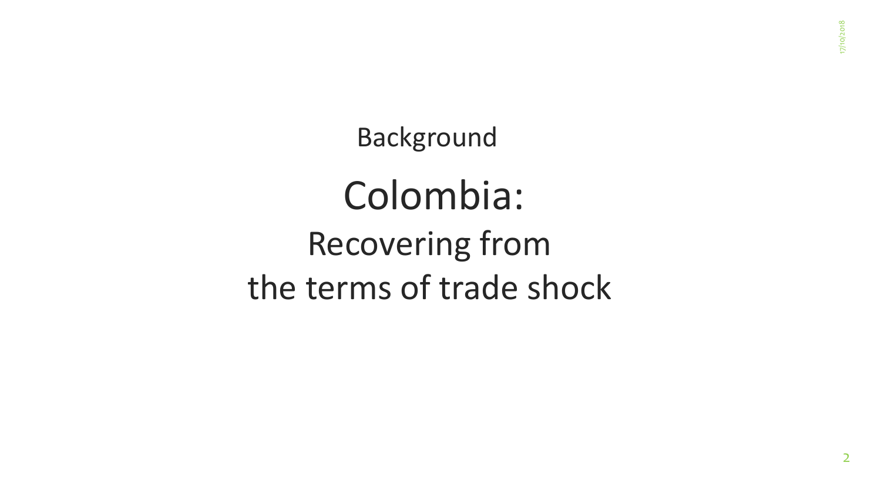Background

# Colombia:

## Recovering from the terms of trade shock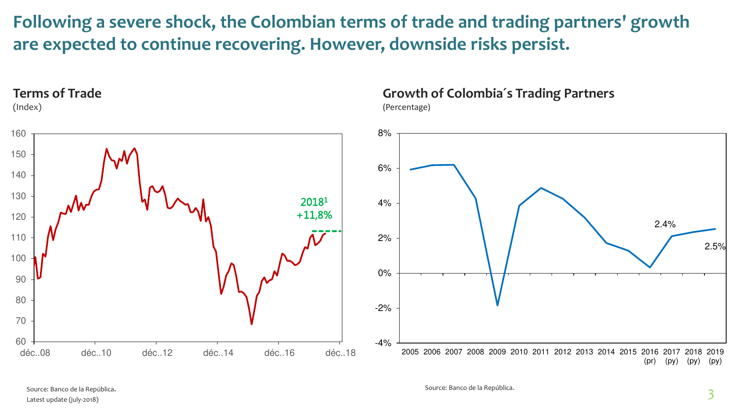# Following a severe shock, the Colombian terms of trade and trading partners' growth are expected to continue recovering. However, downside risks persist.

## Terms of Trade

(Index)

2018[1]
+11,8%

Source: Banco de la República.
Latest update (july-2018)

## Growth of Colombia´s Trading Partners

(Percentage)

2.4%
2.5%

2016 (pr) 2017 (py) 2018 (py) 2019 (py)

Source: Banco de la República.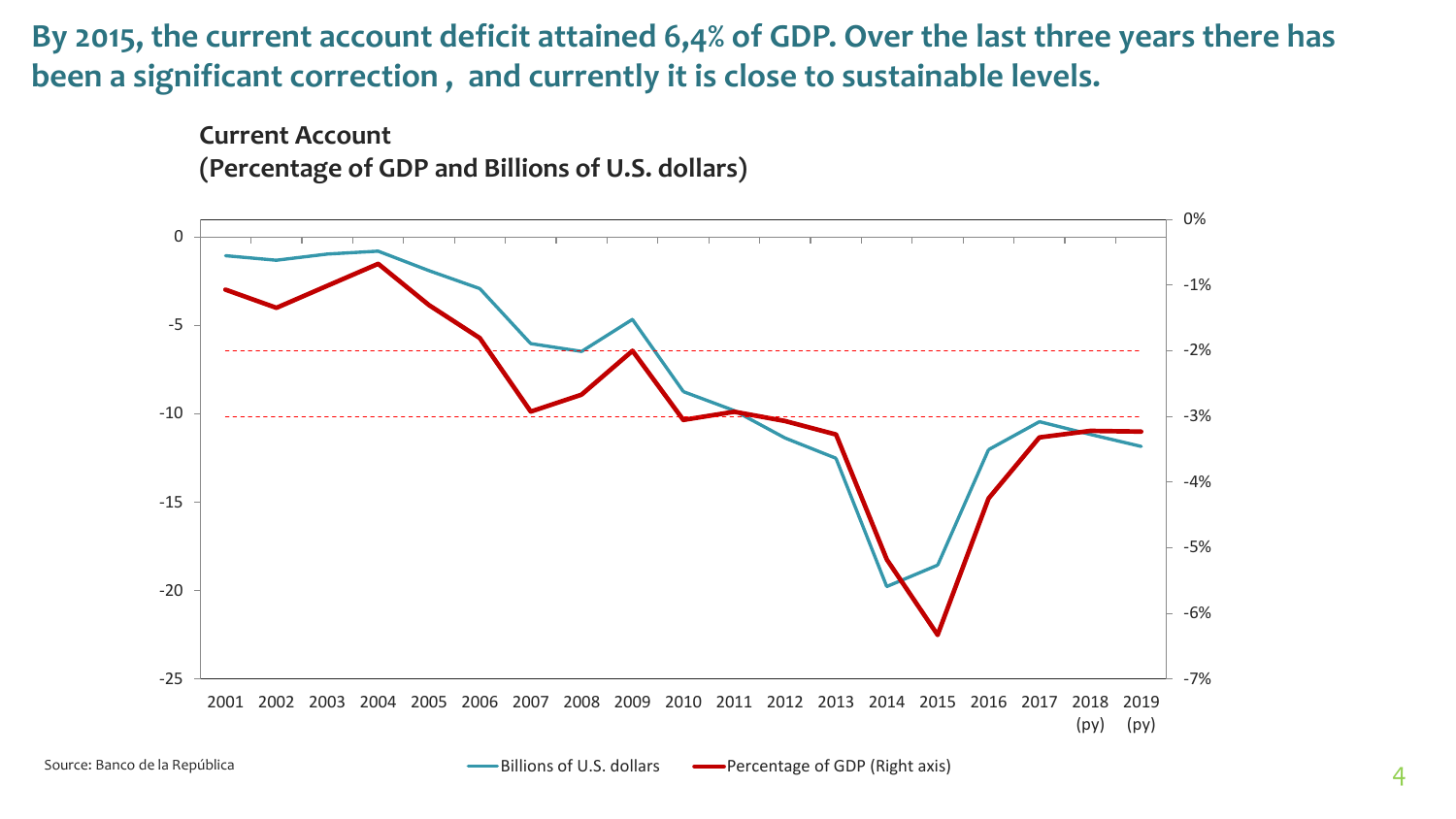# By 2015, the current account deficit attained 6,4% of GDP. Over the last three years there has been a significant correction , and currently it is close to sustainable levels.

**Current Account**
**(Percentage of GDP and Billions of U.S. dollars)**

Source: Banco de la República

Billions of U.S. dollars — Percentage of GDP (Right axis)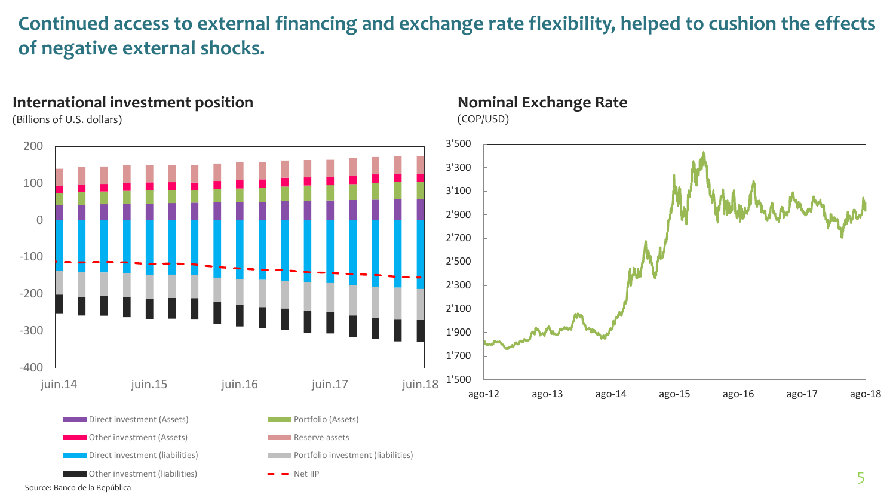# Continued access to external financing and exchange rate flexibility, helped to cushion the effects of negative external shocks.

## International investment position

(Billions of U.S. dollars)

200
100
0
-100
-200
-300
-400

juin.14 juin.15 juin.16 juin.17 juin.18

- Direct investment (Assets)
- Portfolio (Assets)
- Other investment (Assets)
- Reserve assets
- Direct investment (liabilities)
- Portfolio investment (liabilities)
- Other investment (liabilities)
- Net IIP

## Nominal Exchange Rate

(COP/USD)

3'500
3'300
3'100
2'900
2'700
2'500
2'300
2'100
1'900
1'700
1'500

ago-12 ago-13 ago-14 ago-15 ago-16 ago-17 ago-18

Source: Banco de la República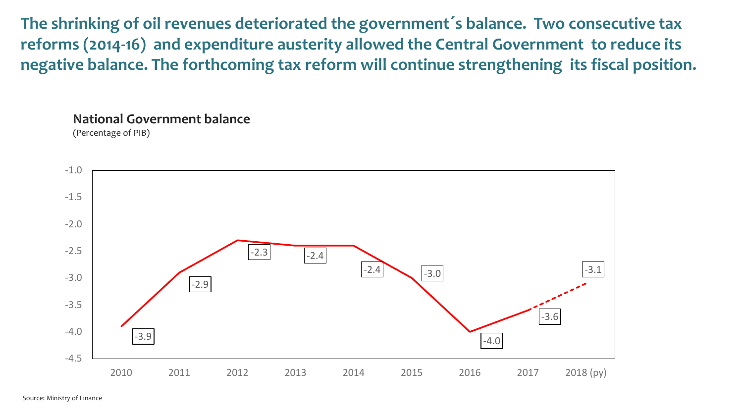# The shrinking of oil revenues deteriorated the government´s balance. Two consecutive tax reforms (2014-16) and expenditure austerity allowed the Central Government to reduce its negative balance. The forthcoming tax reform will continue strengthening its fiscal position.

**National Government balance**

(Percentage of PIB)

| Year | Balance |
|---|---|
| 2010 | -3.9 |
| 2011 | -2.9 |
| 2012 | -2.3 |
| 2013 | -2.4 |
| 2014 | -2.4 |
| 2015 | -3.0 |
| 2016 | -4.0 |
| 2017 | -3.6 |
| 2018 (py) | -3.1 |

Source: Ministry of Finance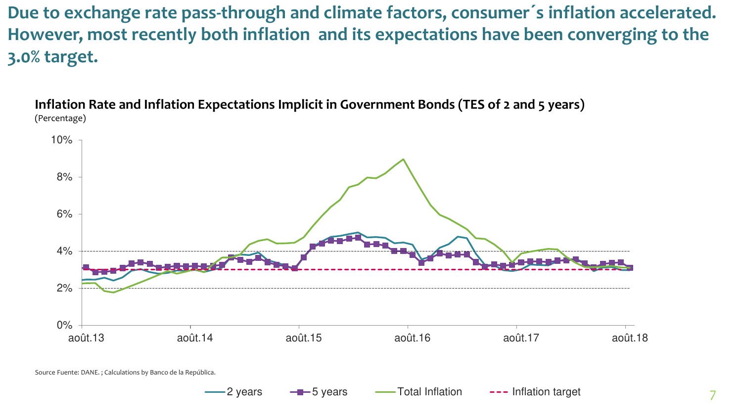# Due to exchange rate pass-through and climate factors, consumer´s inflation accelerated. However, most recently both inflation and its expectations have been converging to the 3.0% target.

**Inflation Rate and Inflation Expectations Implicit in Government Bonds (TES of 2 and 5 years)**
(Percentage)

Source Fuente: DANE. ; Calculations by Banco de la República.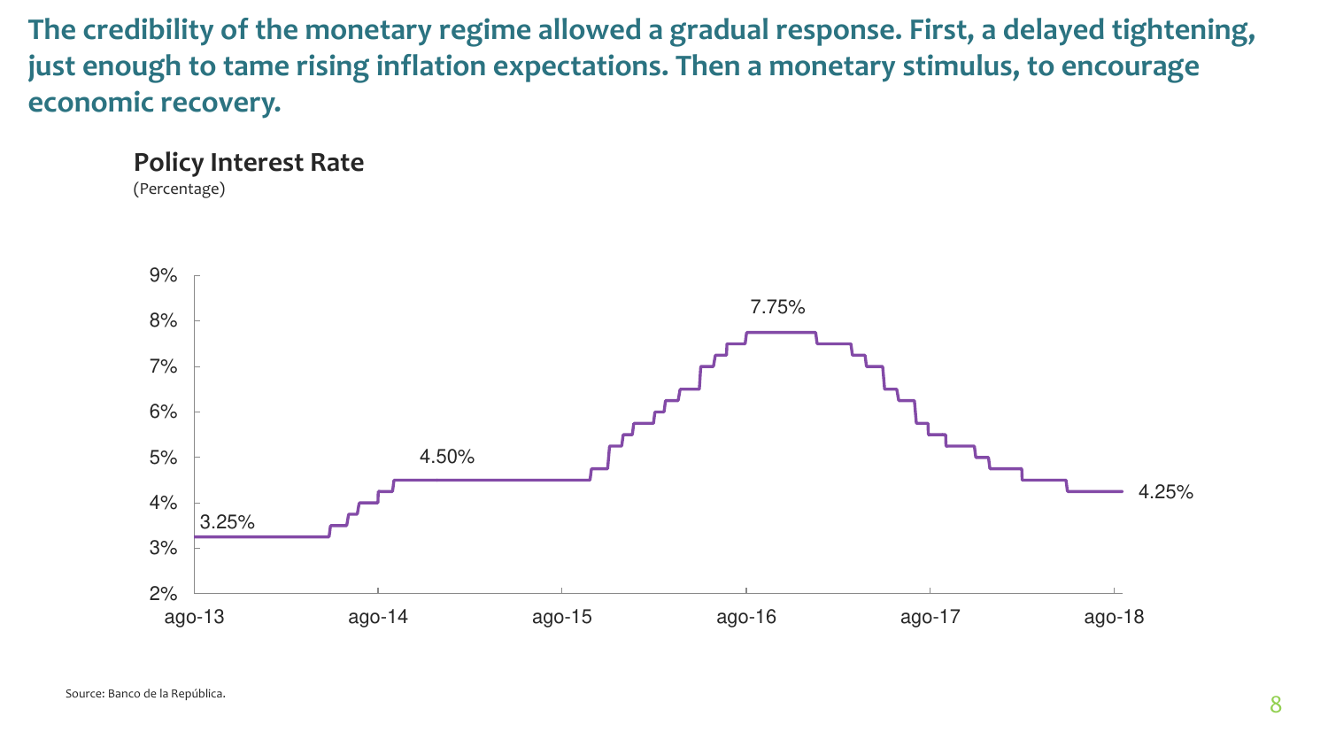## The credibility of the monetary regime allowed a gradual response. First, a delayed tightening, just enough to tame rising inflation expectations. Then a monetary stimulus, to encourage economic recovery.

**Policy Interest Rate**
(Percentage)

9%
8%
7%
6%
5%
4%
3%
2%

3.25%
4.50%
7.75%
4.25%

ago-13 ago-14 ago-15 ago-16 ago-17 ago-18

Source: Banco de la República.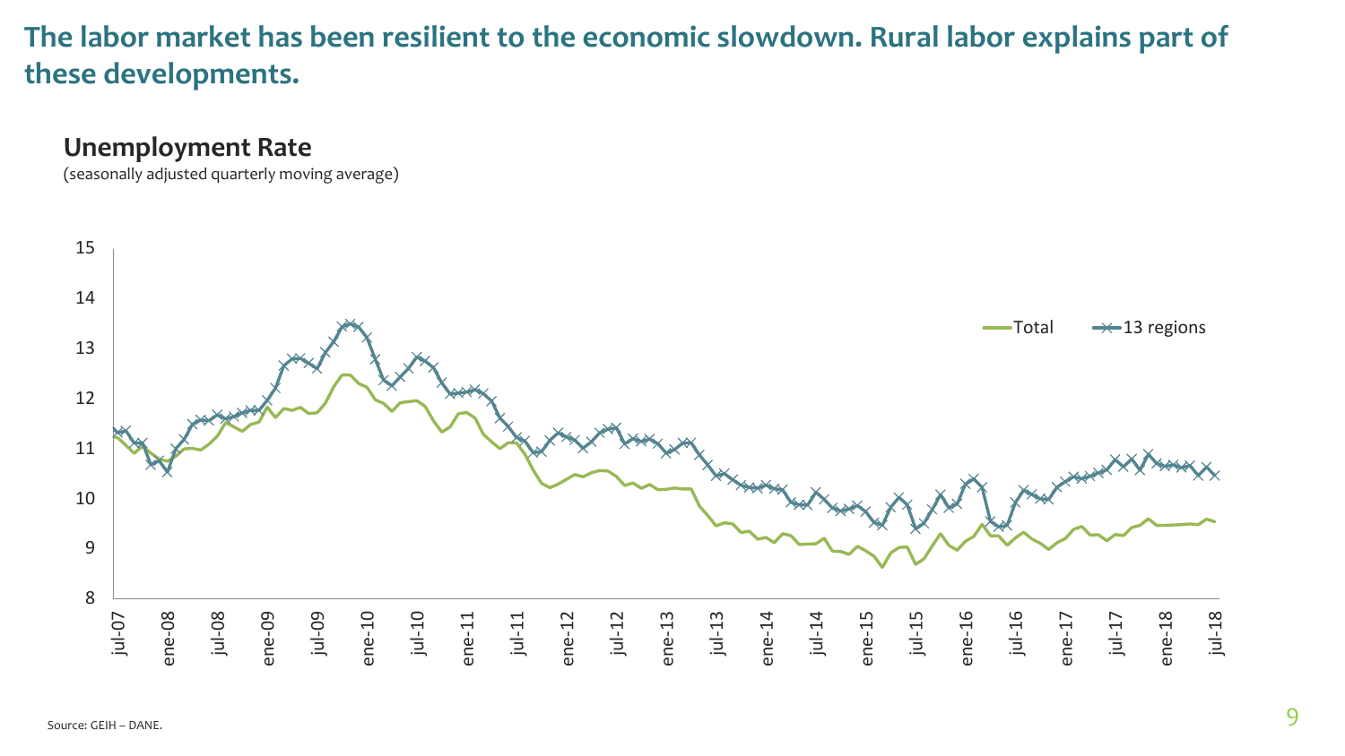## The labor market has been resilient to the economic slowdown. Rural labor explains part of these developments.

### Unemployment Rate

(seasonally adjusted quarterly moving average)

Source: GEIH – DANE.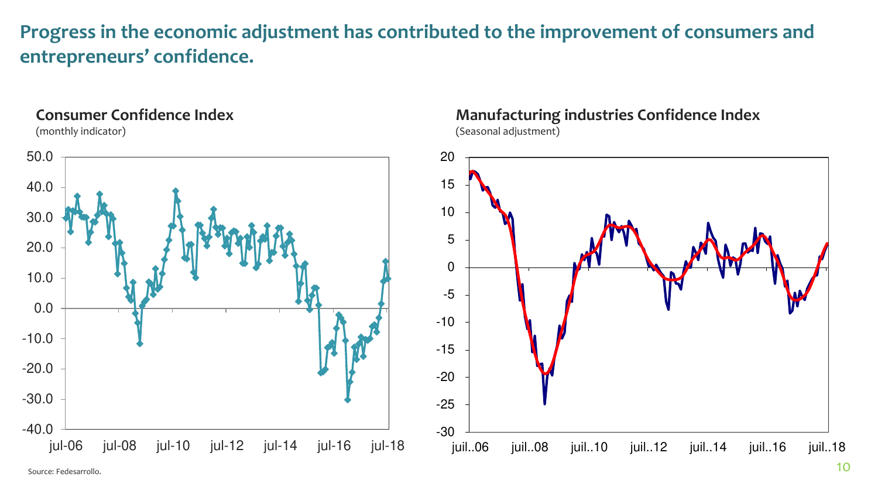## Progress in the economic adjustment has contributed to the improvement of consumers and entrepreneurs' confidence.

### Consumer Confidence Index

(monthly indicator)

### Manufacturing industries Confidence Index

(Seasonal adjustment)

Source: Fedesarrollo.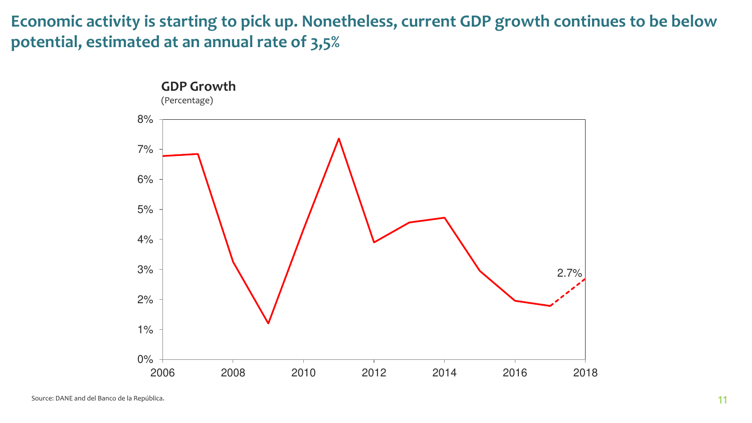# Economic activity is starting to pick up. Nonetheless, current GDP growth continues to be below potential, estimated at an annual rate of 3,5%

**GDP Growth**
(Percentage)

2.7%

Source: DANE and del Banco de la República.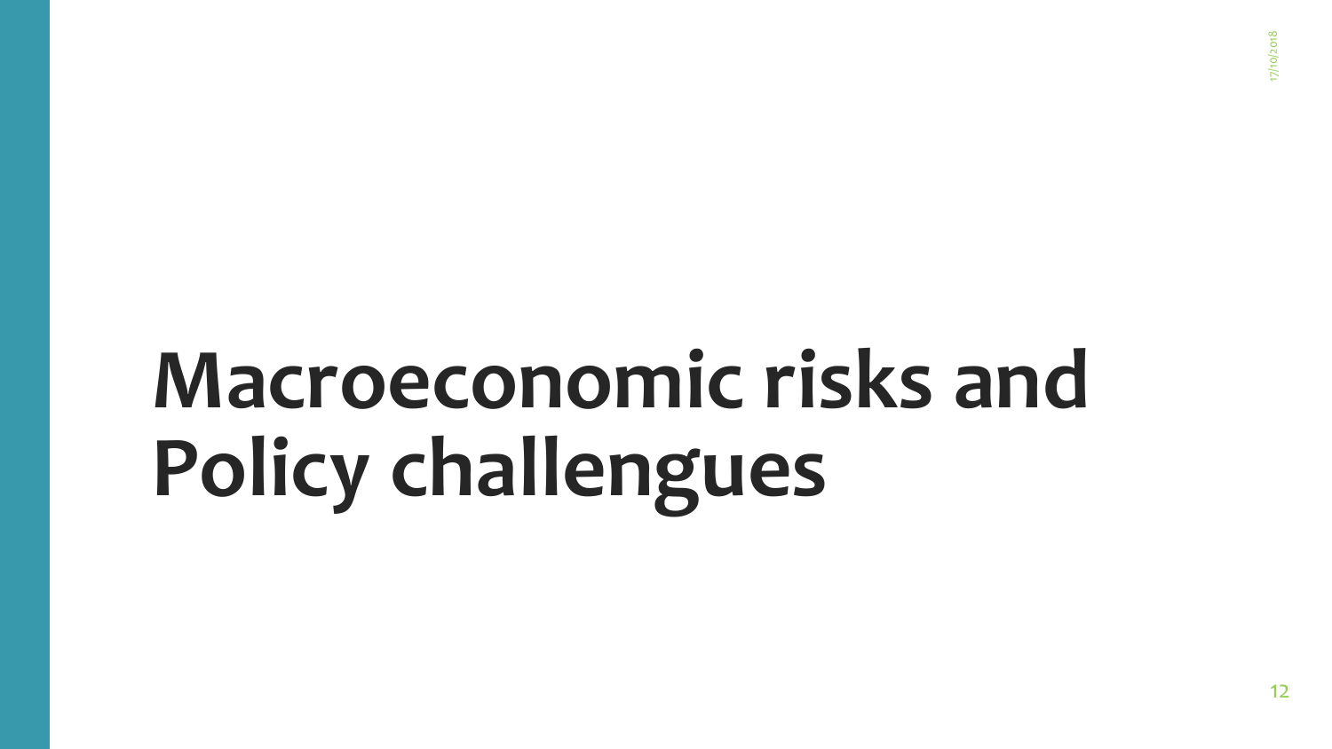# Macroeconomic risks and Policy challengues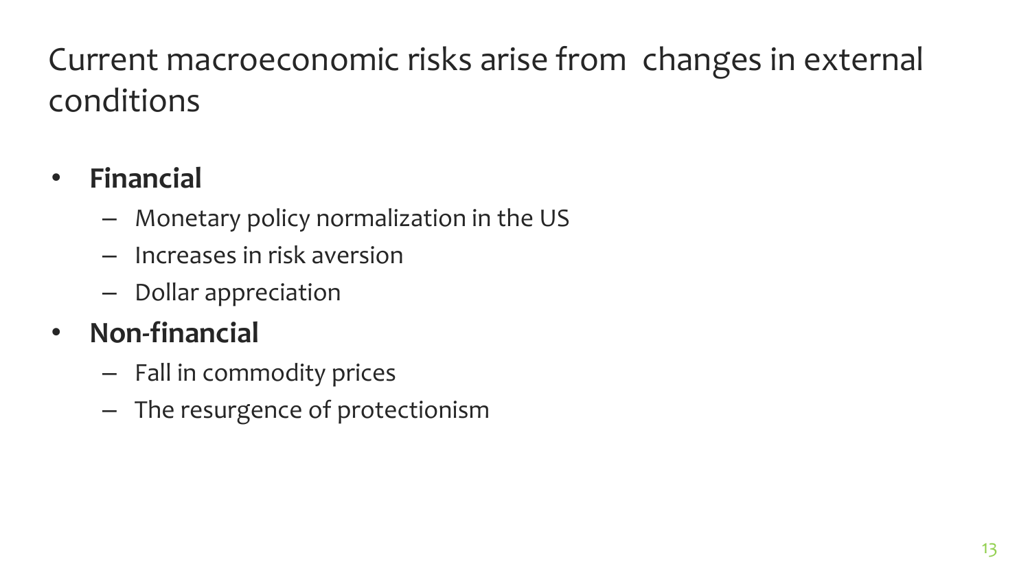# Current macroeconomic risks arise from changes in external conditions

- **Financial**
  - Monetary policy normalization in the US
  - Increases in risk aversion
  - Dollar appreciation
- **Non-financial**
  - Fall in commodity prices
  - The resurgence of protectionism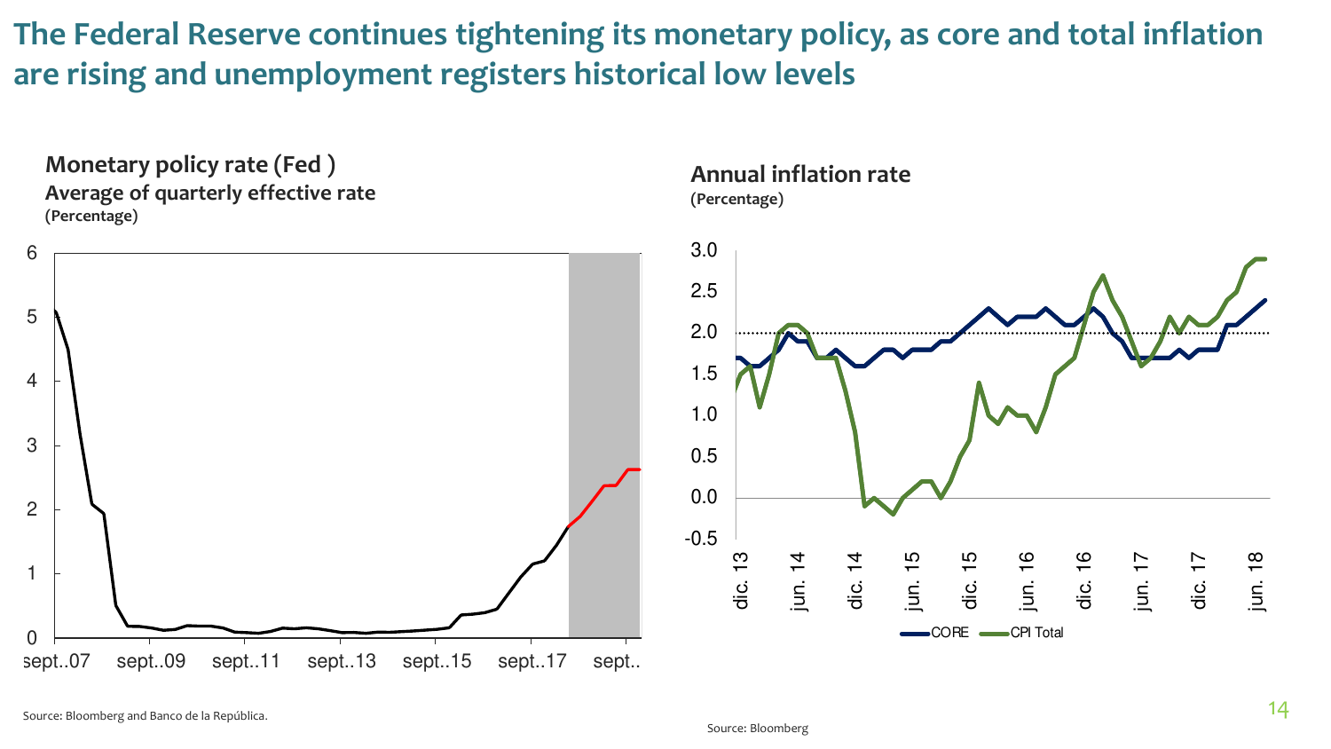# The Federal Reserve continues tightening its monetary policy, as core and total inflation are rising and unemployment registers historical low levels

**Monetary policy rate (Fed )**
**Average of quarterly effective rate**
**(Percentage)**

**Annual inflation rate**
**(Percentage)**

Source: Bloomberg and Banco de la República.

Source: Bloomberg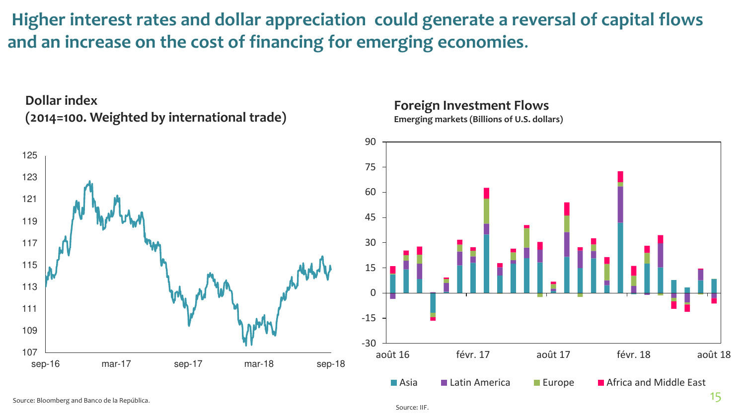# Higher interest rates and dollar appreciation could generate a reversal of capital flows and an increase on the cost of financing for emerging economies.

**Dollar index**
**(2014=100. Weighted by international trade)**

Source: Bloomberg and Banco de la República.

**Foreign Investment Flows**
**Emerging markets (Billions of U.S. dollars)**

Source: IIF.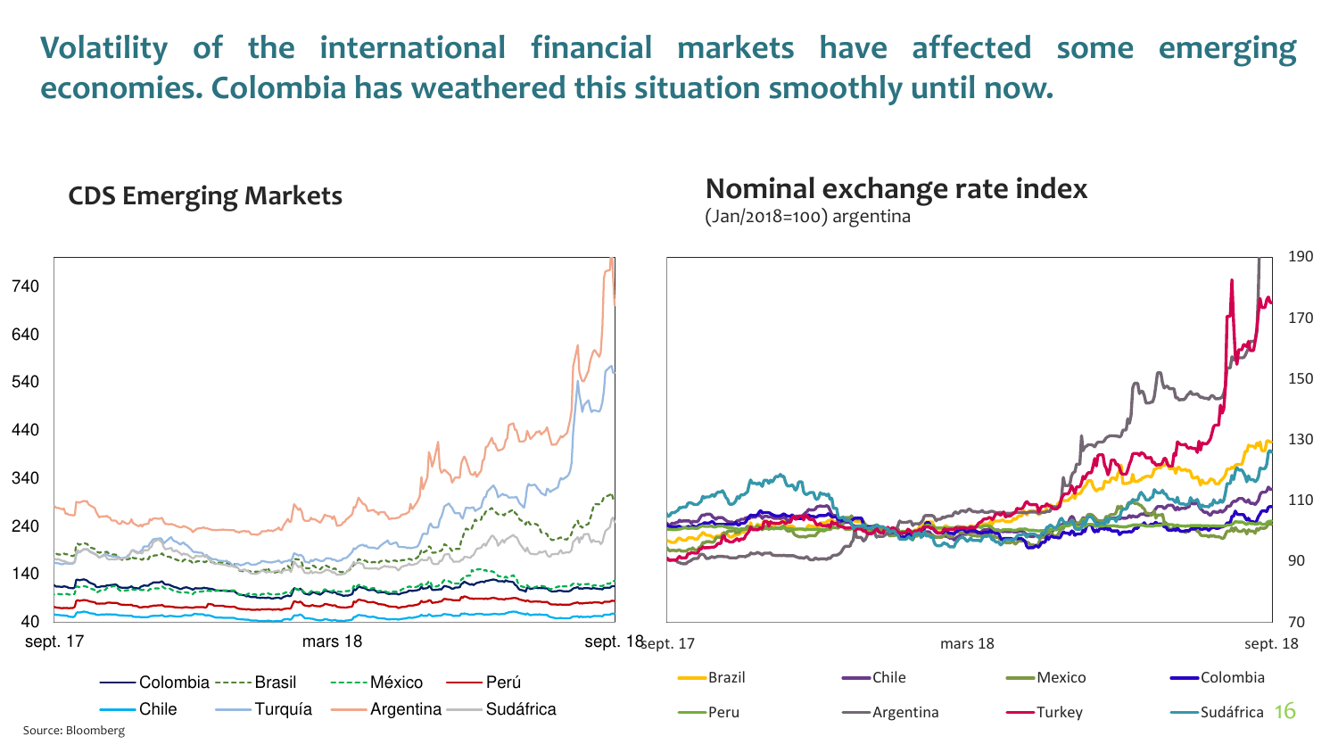# Volatility of the international financial markets have affected some emerging economies. Colombia has weathered this situation smoothly until now.

### CDS Emerging Markets

### Nominal exchange rate index

(Jan/2018=100) argentina

Source: Bloomberg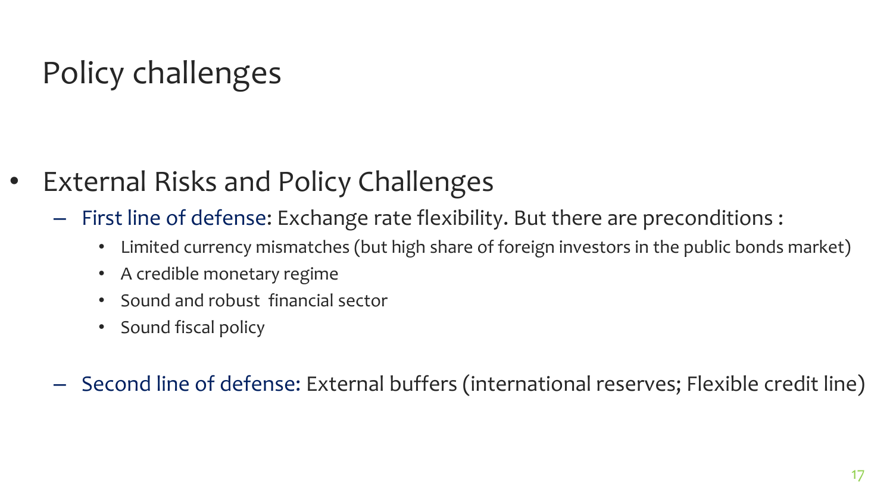# Policy challenges

- External Risks and Policy Challenges
  - First line of defense: Exchange rate flexibility. But there are preconditions :
    - Limited currency mismatches (but high share of foreign investors in the public bonds market)
    - A credible monetary regime
    - Sound and robust financial sector
    - Sound fiscal policy
  - Second line of defense: External buffers (international reserves; Flexible credit line)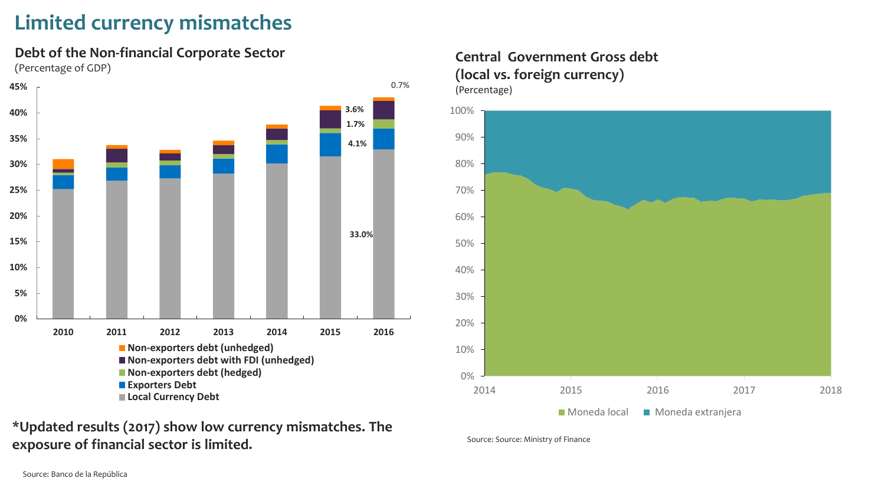# Limited currency mismatches

## Debt of the Non-financial Corporate Sector

(Percentage of GDP)

45%
40%
35%
30%
25%
20%
15%
10%
5%
0%

2010 2011 2012 2013 2014 2015 2016

0.7%
3.6%
1.7%
4.1%
33.0%

- Non-exporters debt (unhedged)
- Non-exporters debt with FDI (unhedged)
- Non-exporters debt (hedged)
- Exporters Debt
- Local Currency Debt

**\*Updated results (2017) show low currency mismatches. The exposure of financial sector is limited.**

Source: Banco de la República

## Central Government Gross debt (local vs. foreign currency)

(Percentage)

100%
90%
80%
70%
60%
50%
40%
30%
20%
10%
0%

2014 2015 2016 2017 2018

- Moneda local
- Moneda extranjera

Source: Source: Ministry of Finance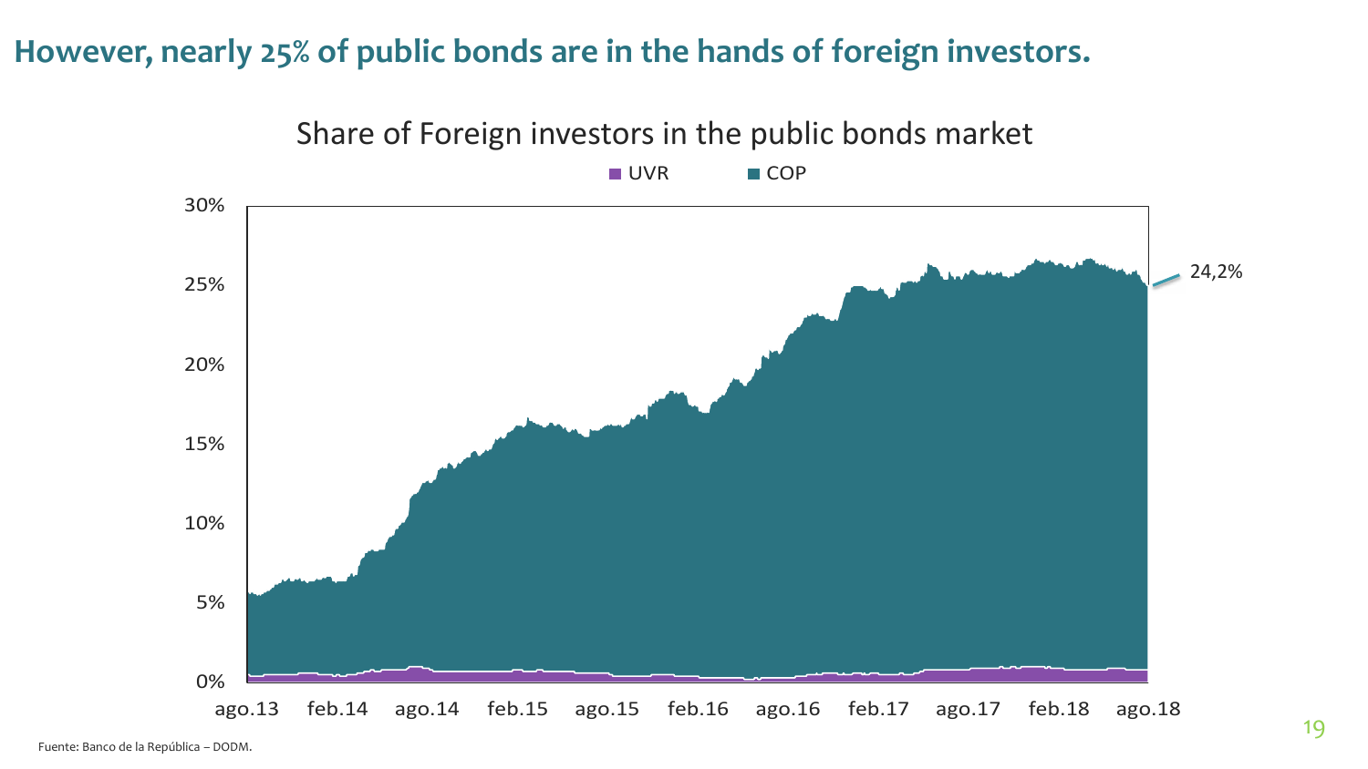# However, nearly 25% of public bonds are in the hands of foreign investors.

Share of Foreign investors in the public bonds market

UVR COP

30%
25%
20%
15%
10%
5%
0%

ago.13 feb.14 ago.14 feb.15 ago.15 feb.16 ago.16 feb.17 ago.17 feb.18 ago.18

24,2%

Fuente: Banco de la República – DODM.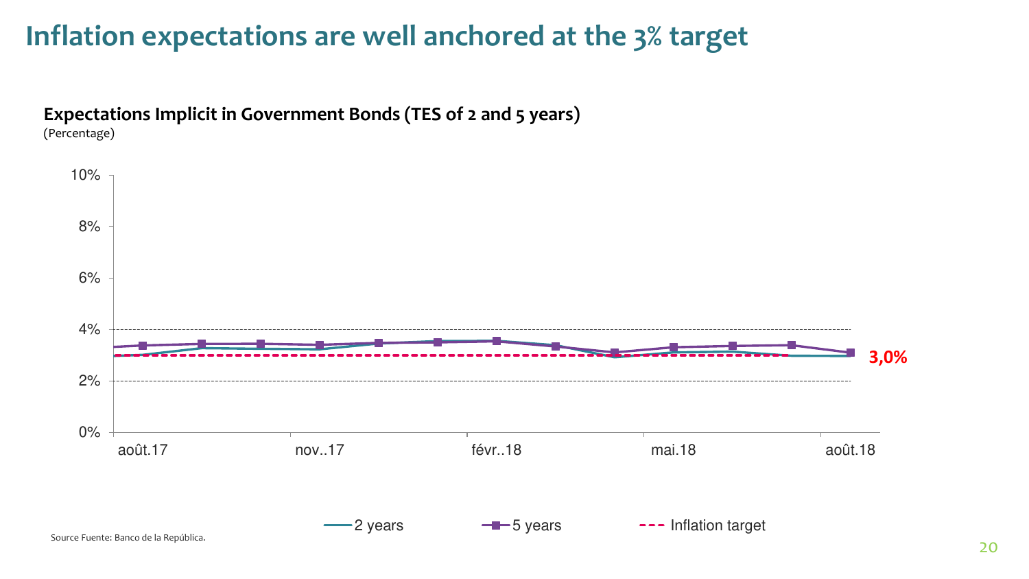# Inflation expectations are well anchored at the 3% target

**Expectations Implicit in Government Bonds (TES of 2 and 5 years)**
(Percentage)

Source Fuente: Banco de la República.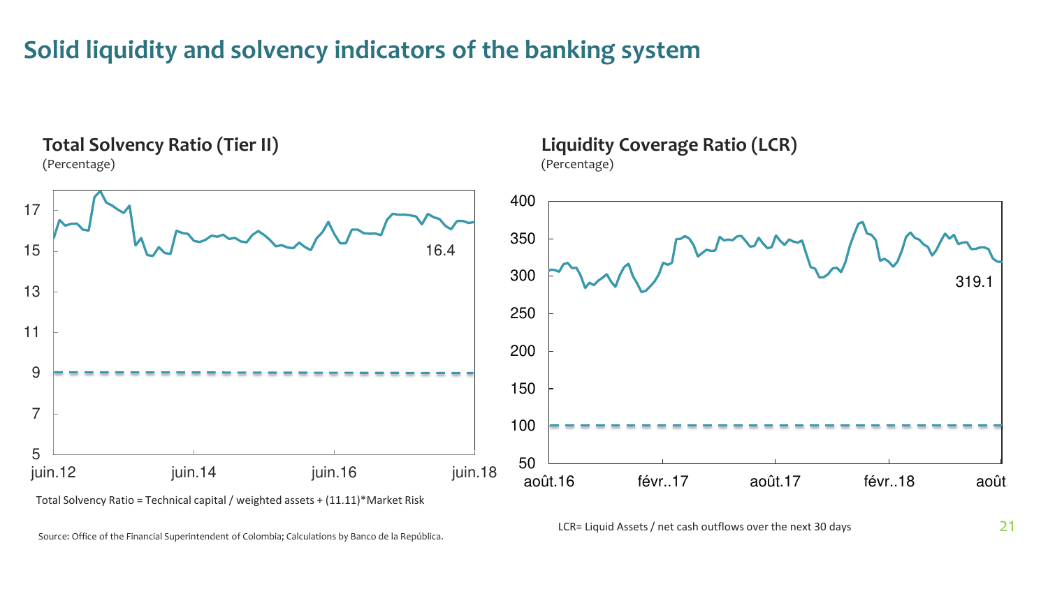# Solid liquidity and solvency indicators of the banking system

## Total Solvency Ratio (Tier II)

(Percentage)

16.4

Total Solvency Ratio = Technical capital / weighted assets + (11.11)*Market Risk

## Liquidity Coverage Ratio (LCR)

(Percentage)

319.1

LCR= Liquid Assets / net cash outflows over the next 30 days

Source: Office of the Financial Superintendent of Colombia; Calculations by Banco de la República.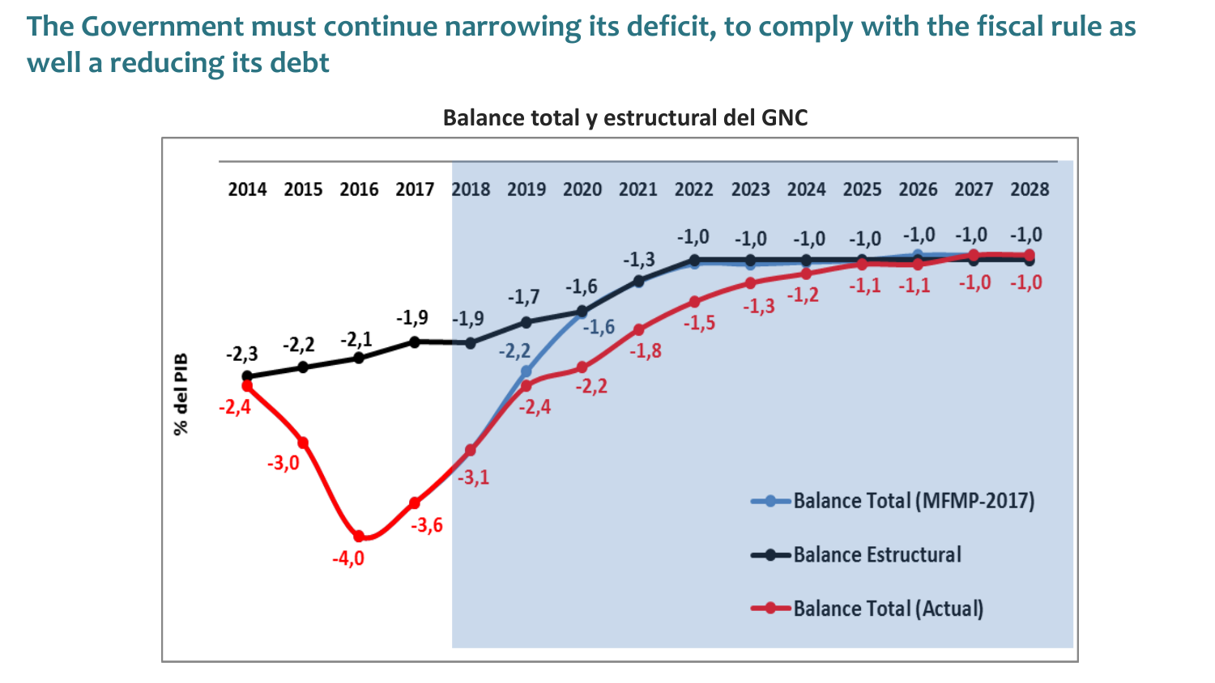# The Government must continue narrowing its deficit, to comply with the fiscal rule as well a reducing its debt

**Balance total y estructural del GNC**

% del PIB

| | 2014 | 2015 | 2016 | 2017 | 2018 | 2019 | 2020 | 2021 | 2022 | 2023 | 2024 | 2025 | 2026 | 2027 | 2028 |
|---|---|---|---|---|---|---|---|---|---|---|---|---|---|---|---|
| Balance Total (MFMP-2017) | | | | | -3,1 | -2,2 | -1,6 | | | | | | | | |
| Balance Estructural | -2,3 | -2,2 | -2,1 | -1,9 | -1,9 | -1,7 | -1,6 | -1,3 | -1,0 | -1,0 | -1,0 | -1,0 | -1,0 | -1,0 | -1,0 |
| Balance Total (Actual) | -2,4 | -3,0 | -4,0 | -3,6 | -3,1 | -2,4 | -2,2 | -1,8 | -1,5 | -1,3 | -1,2 | -1,1 | -1,1 | -1,0 | -1,0 |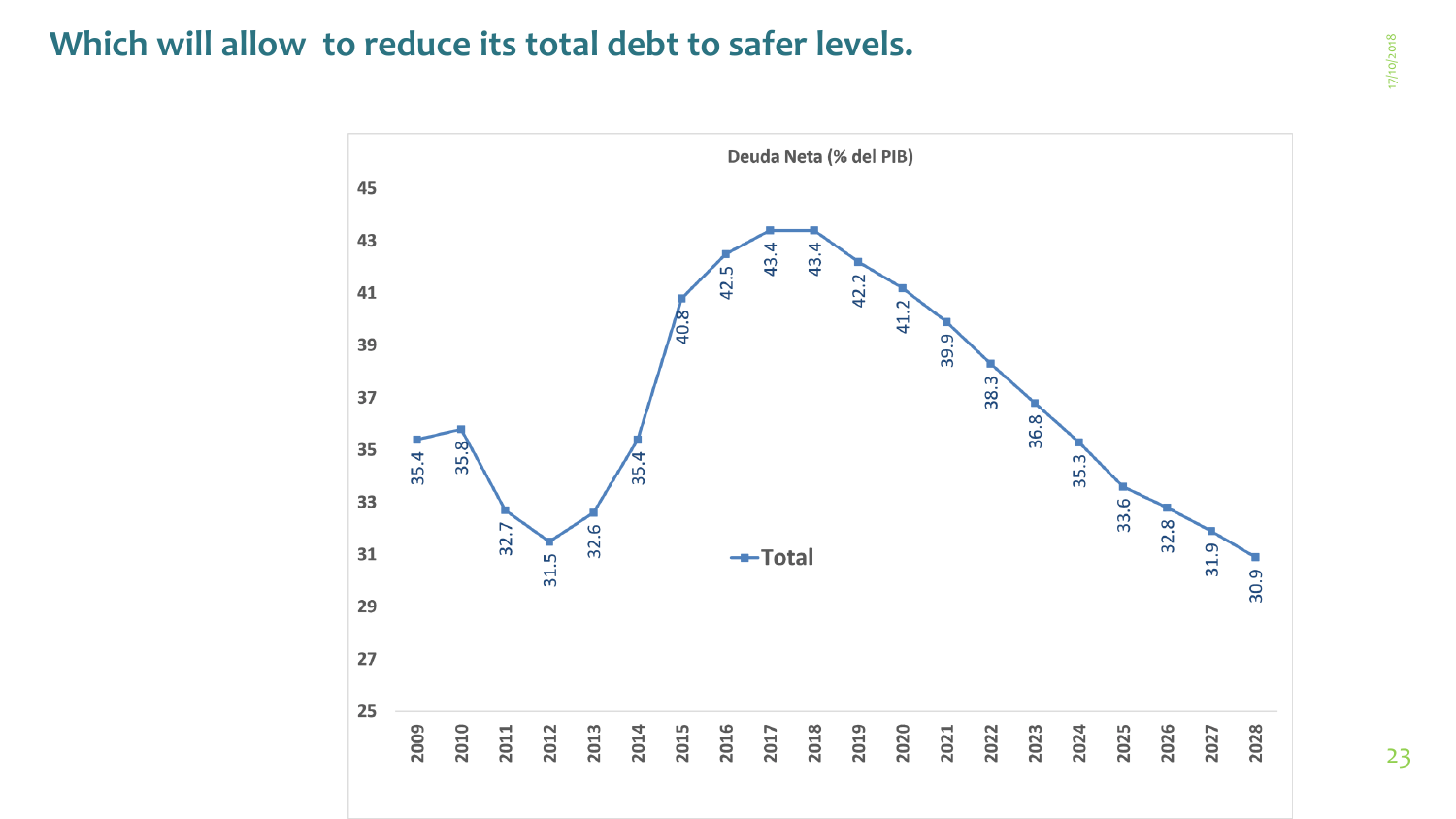# Which will allow  to reduce its total debt to safer levels.

**Deuda Neta (% del PIB)**

| Year | Total |
|---|---|
| 2009 | 35.4 |
| 2010 | 35.8 |
| 2011 | 32.7 |
| 2012 | 31.5 |
| 2013 | 32.6 |
| 2014 | 35.4 |
| 2015 | 40.8 |
| 2016 | 42.5 |
| 2017 | 43.4 |
| 2018 | 43.4 |
| 2019 | 42.2 |
| 2020 | 41.2 |
| 2021 | 39.9 |
| 2022 | 38.3 |
| 2023 | 36.8 |
| 2024 | 35.3 |
| 2025 | 33.6 |
| 2026 | 32.8 |
| 2027 | 31.9 |
| 2028 | 30.9 |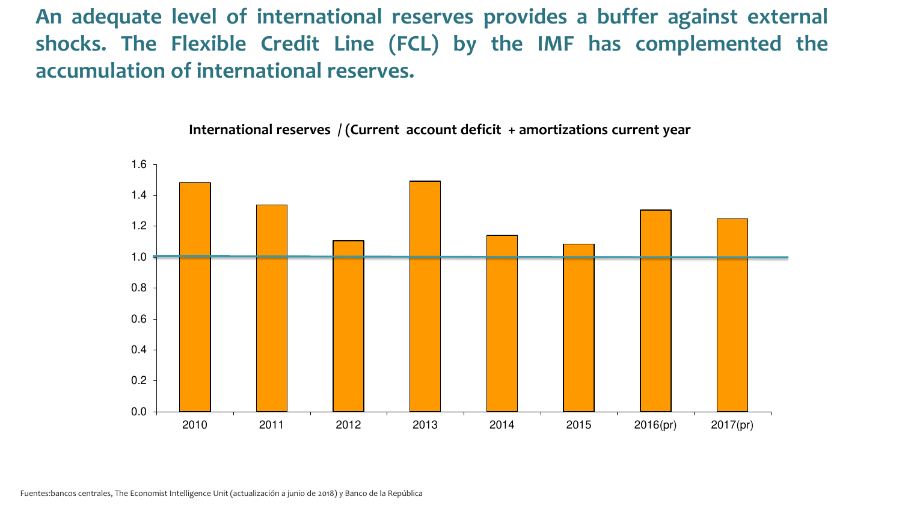## An adequate level of international reserves provides a buffer against external shocks. The Flexible Credit Line (FCL) by the IMF has complemented the accumulation of international reserves.

**International reserves / (Current account deficit + amortizations current year**

Fuentes:bancos centrales, The Economist Intelligence Unit (actualización a junio de 2018) y Banco de la República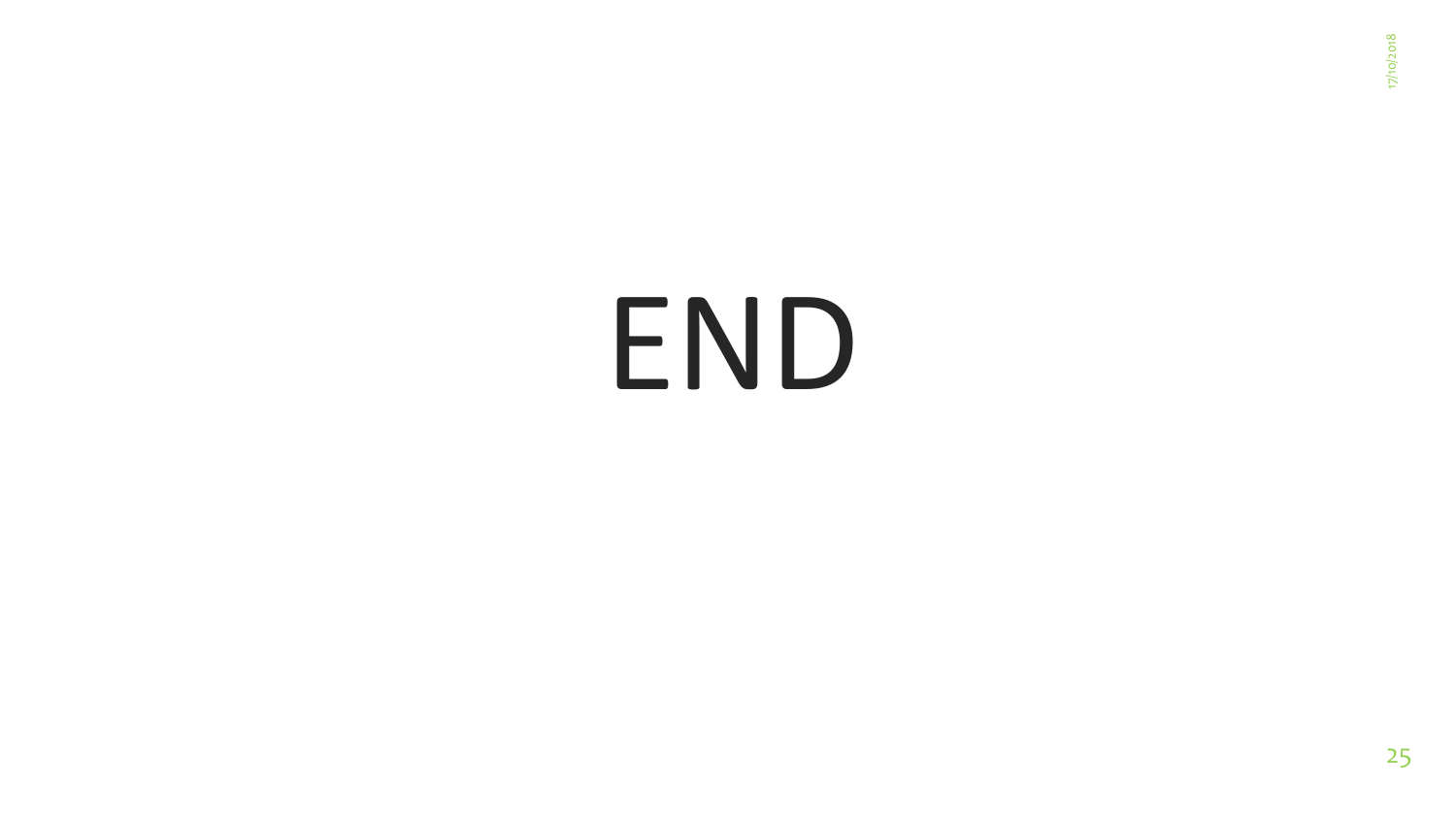# END